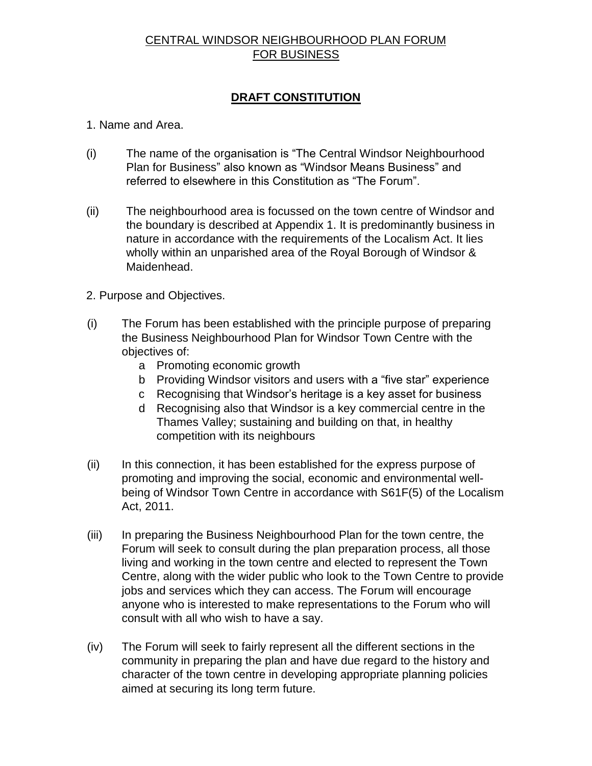# CENTRAL WINDSOR NEIGHBOURHOOD PLAN FORUM FOR BUSINESS

## DRAFT CONSTITUTION

1. Name and Area.

(i) The name of the organisation is "The Central Windsor Neighbourhood Plan for Business" also known as "Windsor Means Business" and referred to elsewhere in this Constitution as "The Forum".

(ii) The neighbourhood area is focussed on the town centre of Windsor and the boundary is described at Appendix 1. It is predominantly business in nature in accordance with the requirements of the Localism Act. It lies wholly within an unparished area of the Royal Borough of Windsor & Maidenhead.

2. Purpose and Objectives.

(i) The Forum has been established with the principle purpose of preparing the Business Neighbourhood Plan for Windsor Town Centre with the objectives of:
   - a Promoting economic growth
   - b Providing Windsor visitors and users with a "five star" experience
   - c Recognising that Windsor's heritage is a key asset for business
   - d Recognising also that Windsor is a key commercial centre in the Thames Valley; sustaining and building on that, in healthy competition with its neighbours

(ii) In this connection, it has been established for the express purpose of promoting and improving the social, economic and environmental well-being of Windsor Town Centre in accordance with S61F(5) of the Localism Act, 2011.

(iii) In preparing the Business Neighbourhood Plan for the town centre, the Forum will seek to consult during the plan preparation process, all those living and working in the town centre and elected to represent the Town Centre, along with the wider public who look to the Town Centre to provide jobs and services which they can access. The Forum will encourage anyone who is interested to make representations to the Forum who will consult with all who wish to have a say.

(iv) The Forum will seek to fairly represent all the different sections in the community in preparing the plan and have due regard to the history and character of the town centre in developing appropriate planning policies aimed at securing its long term future.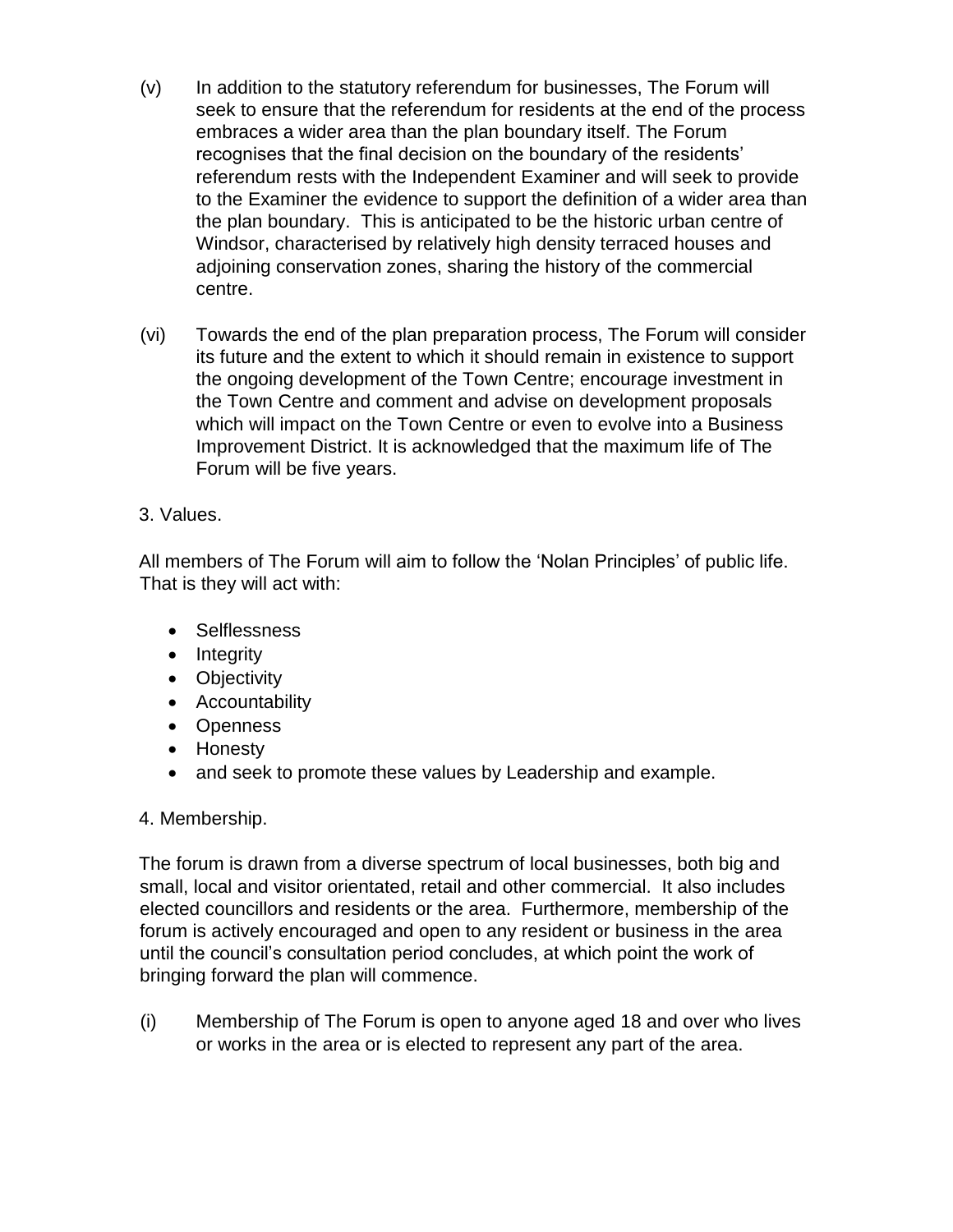(v) In addition to the statutory referendum for businesses, The Forum will seek to ensure that the referendum for residents at the end of the process embraces a wider area than the plan boundary itself. The Forum recognises that the final decision on the boundary of the residents' referendum rests with the Independent Examiner and will seek to provide to the Examiner the evidence to support the definition of a wider area than the plan boundary. This is anticipated to be the historic urban centre of Windsor, characterised by relatively high density terraced houses and adjoining conservation zones, sharing the history of the commercial centre.

(vi) Towards the end of the plan preparation process, The Forum will consider its future and the extent to which it should remain in existence to support the ongoing development of the Town Centre; encourage investment in the Town Centre and comment and advise on development proposals which will impact on the Town Centre or even to evolve into a Business Improvement District. It is acknowledged that the maximum life of The Forum will be five years.

## 3. Values.

All members of The Forum will aim to follow the 'Nolan Principles' of public life. That is they will act with:

- Selflessness
- Integrity
- Objectivity
- Accountability
- Openness
- Honesty
- and seek to promote these values by Leadership and example.

## 4. Membership.

The forum is drawn from a diverse spectrum of local businesses, both big and small, local and visitor orientated, retail and other commercial. It also includes elected councillors and residents or the area. Furthermore, membership of the forum is actively encouraged and open to any resident or business in the area until the council's consultation period concludes, at which point the work of bringing forward the plan will commence.

(i) Membership of The Forum is open to anyone aged 18 and over who lives or works in the area or is elected to represent any part of the area.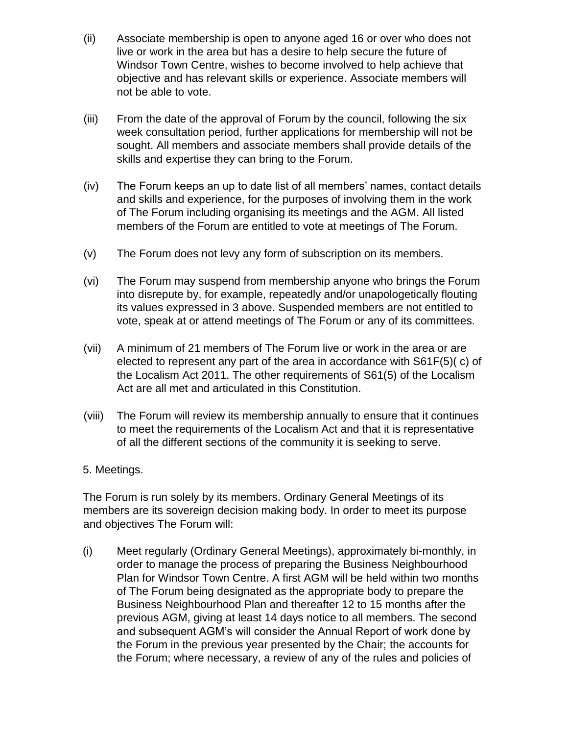(ii) Associate membership is open to anyone aged 16 or over who does not live or work in the area but has a desire to help secure the future of Windsor Town Centre, wishes to become involved to help achieve that objective and has relevant skills or experience. Associate members will not be able to vote.

(iii) From the date of the approval of Forum by the council, following the six week consultation period, further applications for membership will not be sought. All members and associate members shall provide details of the skills and expertise they can bring to the Forum.

(iv) The Forum keeps an up to date list of all members' names, contact details and skills and experience, for the purposes of involving them in the work of The Forum including organising its meetings and the AGM. All listed members of the Forum are entitled to vote at meetings of The Forum.

(v) The Forum does not levy any form of subscription on its members.

(vi) The Forum may suspend from membership anyone who brings the Forum into disrepute by, for example, repeatedly and/or unapologetically flouting its values expressed in 3 above. Suspended members are not entitled to vote, speak at or attend meetings of The Forum or any of its committees.

(vii) A minimum of 21 members of The Forum live or work in the area or are elected to represent any part of the area in accordance with S61F(5)( c) of the Localism Act 2011. The other requirements of S61(5) of the Localism Act are all met and articulated in this Constitution.

(viii) The Forum will review its membership annually to ensure that it continues to meet the requirements of the Localism Act and that it is representative of all the different sections of the community it is seeking to serve.

5. Meetings.

The Forum is run solely by its members. Ordinary General Meetings of its members are its sovereign decision making body. In order to meet its purpose and objectives The Forum will:

(i) Meet regularly (Ordinary General Meetings), approximately bi-monthly, in order to manage the process of preparing the Business Neighbourhood Plan for Windsor Town Centre. A first AGM will be held within two months of The Forum being designated as the appropriate body to prepare the Business Neighbourhood Plan and thereafter 12 to 15 months after the previous AGM, giving at least 14 days notice to all members. The second and subsequent AGM's will consider the Annual Report of work done by the Forum in the previous year presented by the Chair; the accounts for the Forum; where necessary, a review of any of the rules and policies of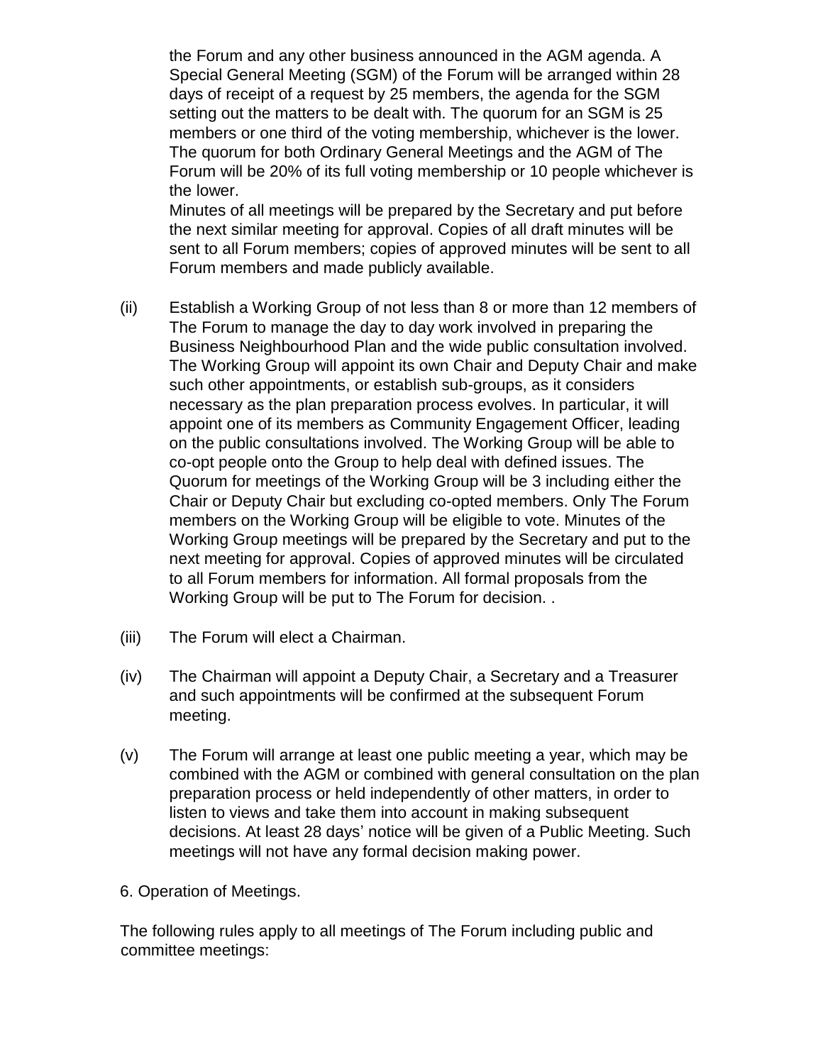the Forum and any other business announced in the AGM agenda. A Special General Meeting (SGM) of the Forum will be arranged within 28 days of receipt of a request by 25 members, the agenda for the SGM setting out the matters to be dealt with. The quorum for an SGM is 25 members or one third of the voting membership, whichever is the lower. The quorum for both Ordinary General Meetings and the AGM of The Forum will be 20% of its full voting membership or 10 people whichever is the lower.
Minutes of all meetings will be prepared by the Secretary and put before the next similar meeting for approval. Copies of all draft minutes will be sent to all Forum members; copies of approved minutes will be sent to all Forum members and made publicly available.

(ii) Establish a Working Group of not less than 8 or more than 12 members of The Forum to manage the day to day work involved in preparing the Business Neighbourhood Plan and the wide public consultation involved. The Working Group will appoint its own Chair and Deputy Chair and make such other appointments, or establish sub-groups, as it considers necessary as the plan preparation process evolves. In particular, it will appoint one of its members as Community Engagement Officer, leading on the public consultations involved. The Working Group will be able to co-opt people onto the Group to help deal with defined issues. The Quorum for meetings of the Working Group will be 3 including either the Chair or Deputy Chair but excluding co-opted members. Only The Forum members on the Working Group will be eligible to vote. Minutes of the Working Group meetings will be prepared by the Secretary and put to the next meeting for approval. Copies of approved minutes will be circulated to all Forum members for information. All formal proposals from the Working Group will be put to The Forum for decision. .

(iii) The Forum will elect a Chairman.

(iv) The Chairman will appoint a Deputy Chair, a Secretary and a Treasurer and such appointments will be confirmed at the subsequent Forum meeting.

(v) The Forum will arrange at least one public meeting a year, which may be combined with the AGM or combined with general consultation on the plan preparation process or held independently of other matters, in order to listen to views and take them into account in making subsequent decisions. At least 28 days' notice will be given of a Public Meeting. Such meetings will not have any formal decision making power.

6. Operation of Meetings.

The following rules apply to all meetings of The Forum including public and committee meetings: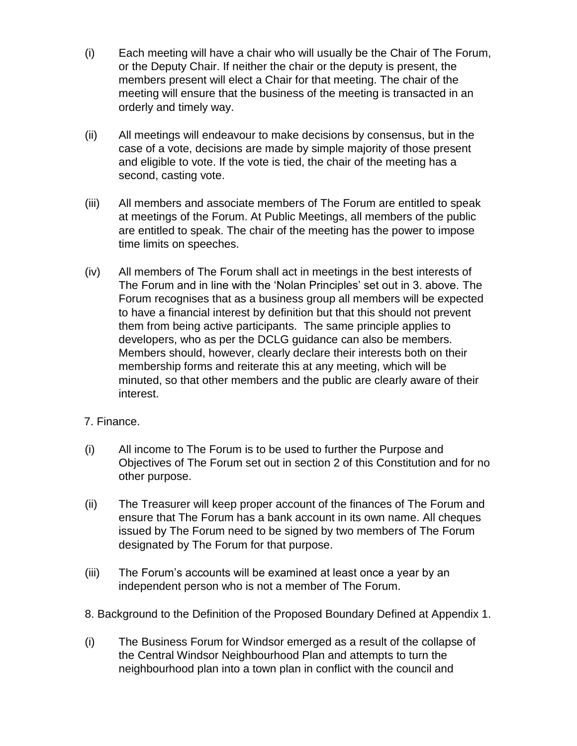(i) Each meeting will have a chair who will usually be the Chair of The Forum, or the Deputy Chair. If neither the chair or the deputy is present, the members present will elect a Chair for that meeting. The chair of the meeting will ensure that the business of the meeting is transacted in an orderly and timely way.

(ii) All meetings will endeavour to make decisions by consensus, but in the case of a vote, decisions are made by simple majority of those present and eligible to vote. If the vote is tied, the chair of the meeting has a second, casting vote.

(iii) All members and associate members of The Forum are entitled to speak at meetings of the Forum. At Public Meetings, all members of the public are entitled to speak. The chair of the meeting has the power to impose time limits on speeches.

(iv) All members of The Forum shall act in meetings in the best interests of The Forum and in line with the 'Nolan Principles' set out in 3. above. The Forum recognises that as a business group all members will be expected to have a financial interest by definition but that this should not prevent them from being active participants. The same principle applies to developers, who as per the DCLG guidance can also be members. Members should, however, clearly declare their interests both on their membership forms and reiterate this at any meeting, which will be minuted, so that other members and the public are clearly aware of their interest.

7. Finance.

(i) All income to The Forum is to be used to further the Purpose and Objectives of The Forum set out in section 2 of this Constitution and for no other purpose.

(ii) The Treasurer will keep proper account of the finances of The Forum and ensure that The Forum has a bank account in its own name. All cheques issued by The Forum need to be signed by two members of The Forum designated by The Forum for that purpose.

(iii) The Forum's accounts will be examined at least once a year by an independent person who is not a member of The Forum.

8. Background to the Definition of the Proposed Boundary Defined at Appendix 1.

(i) The Business Forum for Windsor emerged as a result of the collapse of the Central Windsor Neighbourhood Plan and attempts to turn the neighbourhood plan into a town plan in conflict with the council and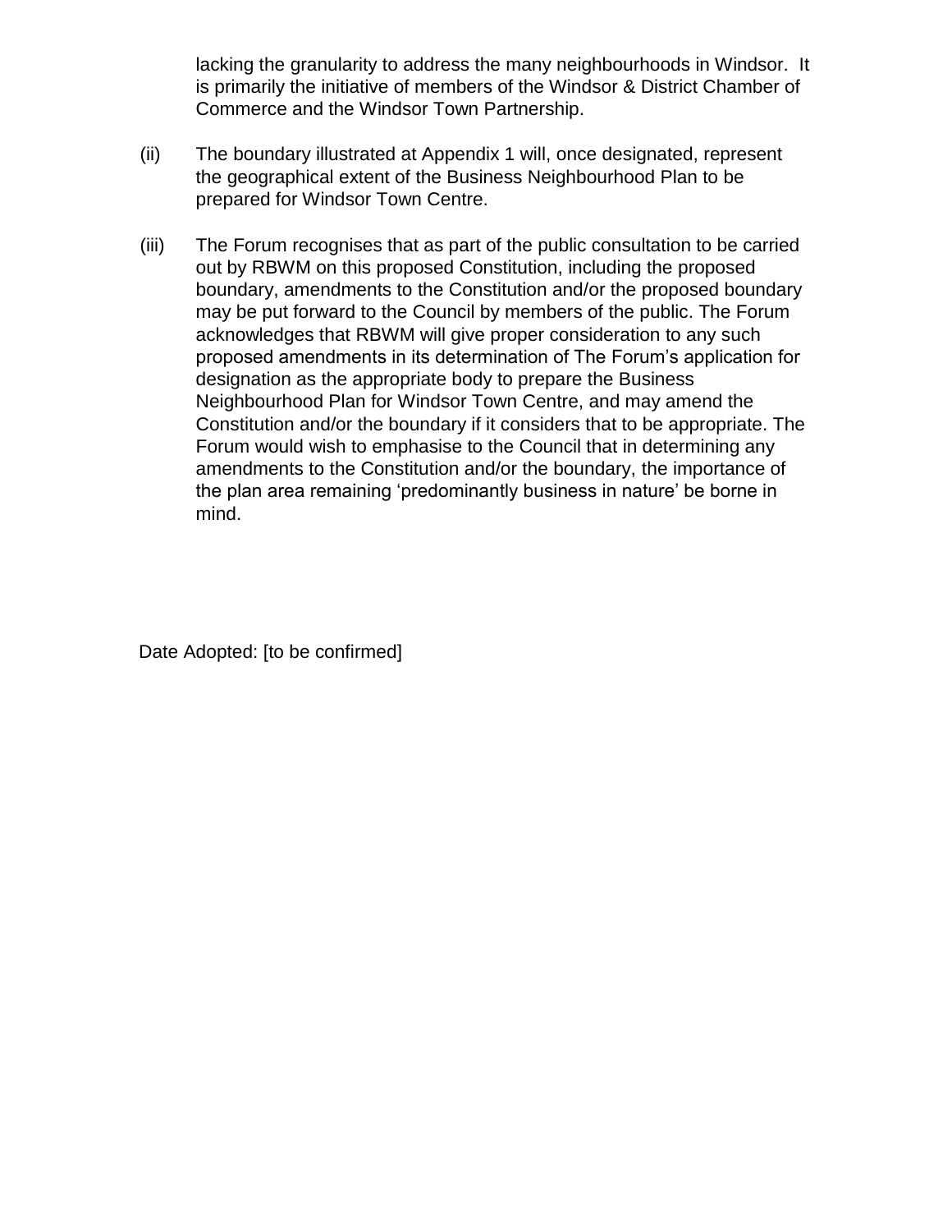lacking the granularity to address the many neighbourhoods in Windsor. It is primarily the initiative of members of the Windsor & District Chamber of Commerce and the Windsor Town Partnership.

(ii) The boundary illustrated at Appendix 1 will, once designated, represent the geographical extent of the Business Neighbourhood Plan to be prepared for Windsor Town Centre.

(iii) The Forum recognises that as part of the public consultation to be carried out by RBWM on this proposed Constitution, including the proposed boundary, amendments to the Constitution and/or the proposed boundary may be put forward to the Council by members of the public. The Forum acknowledges that RBWM will give proper consideration to any such proposed amendments in its determination of The Forum's application for designation as the appropriate body to prepare the Business Neighbourhood Plan for Windsor Town Centre, and may amend the Constitution and/or the boundary if it considers that to be appropriate. The Forum would wish to emphasise to the Council that in determining any amendments to the Constitution and/or the boundary, the importance of the plan area remaining 'predominantly business in nature' be borne in mind.

Date Adopted: [to be confirmed]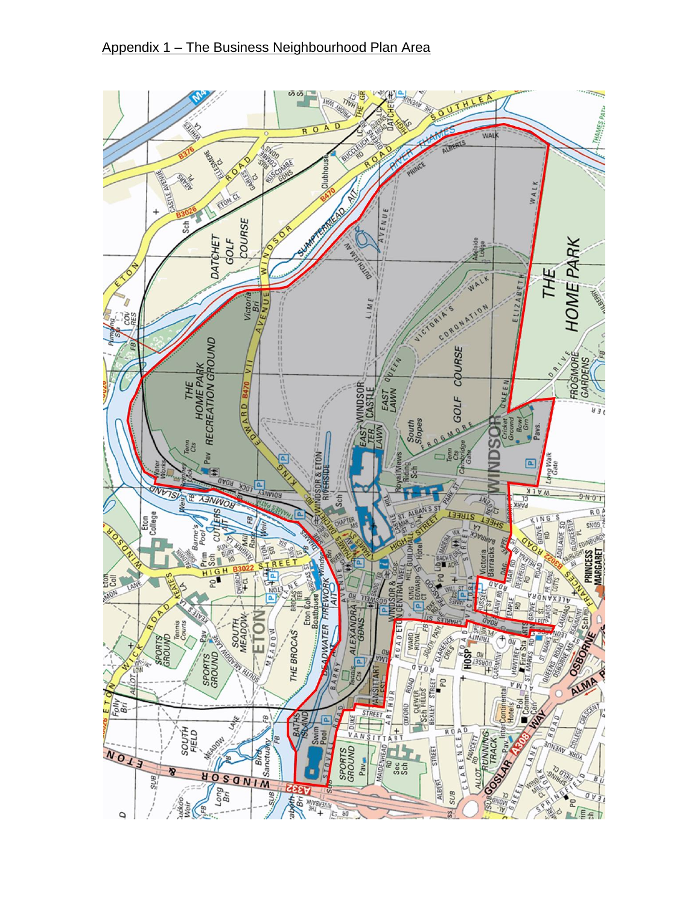Appendix 1 – The Business Neighbourhood Plan Area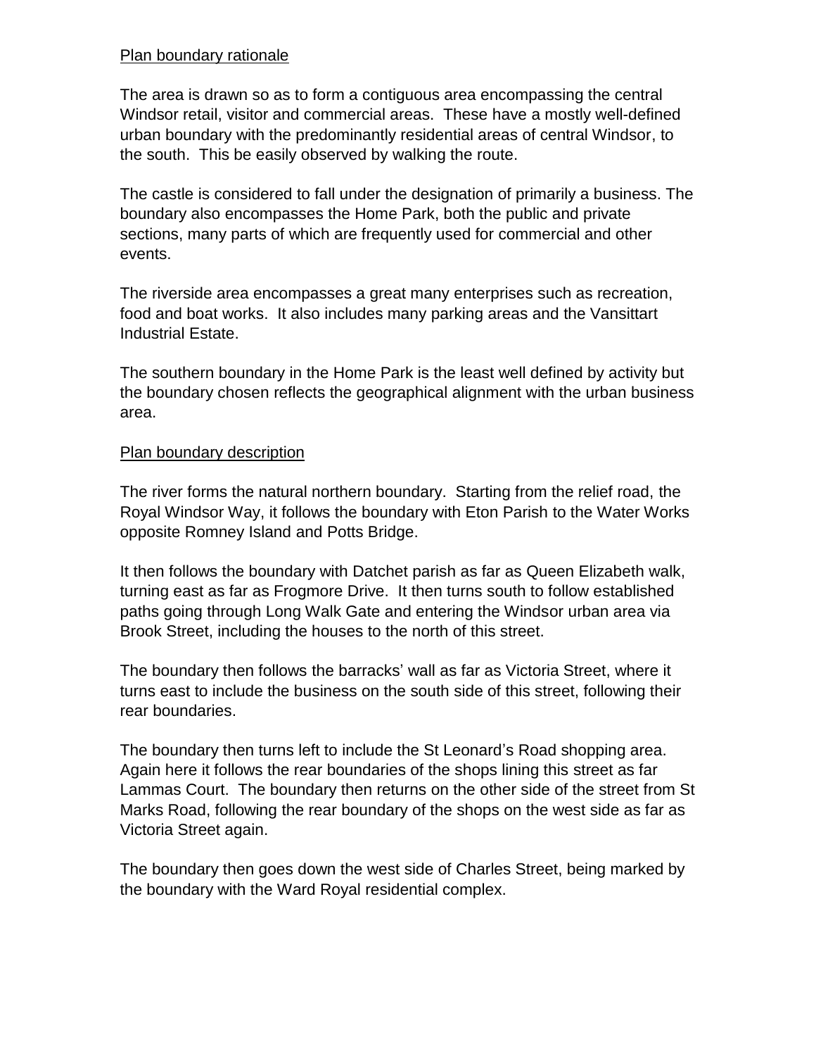Plan boundary rationale

The area is drawn so as to form a contiguous area encompassing the central Windsor retail, visitor and commercial areas. These have a mostly well-defined urban boundary with the predominantly residential areas of central Windsor, to the south. This be easily observed by walking the route.

The castle is considered to fall under the designation of primarily a business. The boundary also encompasses the Home Park, both the public and private sections, many parts of which are frequently used for commercial and other events.

The riverside area encompasses a great many enterprises such as recreation, food and boat works. It also includes many parking areas and the Vansittart Industrial Estate.

The southern boundary in the Home Park is the least well defined by activity but the boundary chosen reflects the geographical alignment with the urban business area.

Plan boundary description

The river forms the natural northern boundary. Starting from the relief road, the Royal Windsor Way, it follows the boundary with Eton Parish to the Water Works opposite Romney Island and Potts Bridge.

It then follows the boundary with Datchet parish as far as Queen Elizabeth walk, turning east as far as Frogmore Drive. It then turns south to follow established paths going through Long Walk Gate and entering the Windsor urban area via Brook Street, including the houses to the north of this street.

The boundary then follows the barracks' wall as far as Victoria Street, where it turns east to include the business on the south side of this street, following their rear boundaries.

The boundary then turns left to include the St Leonard's Road shopping area. Again here it follows the rear boundaries of the shops lining this street as far Lammas Court. The boundary then returns on the other side of the street from St Marks Road, following the rear boundary of the shops on the west side as far as Victoria Street again.

The boundary then goes down the west side of Charles Street, being marked by the boundary with the Ward Royal residential complex.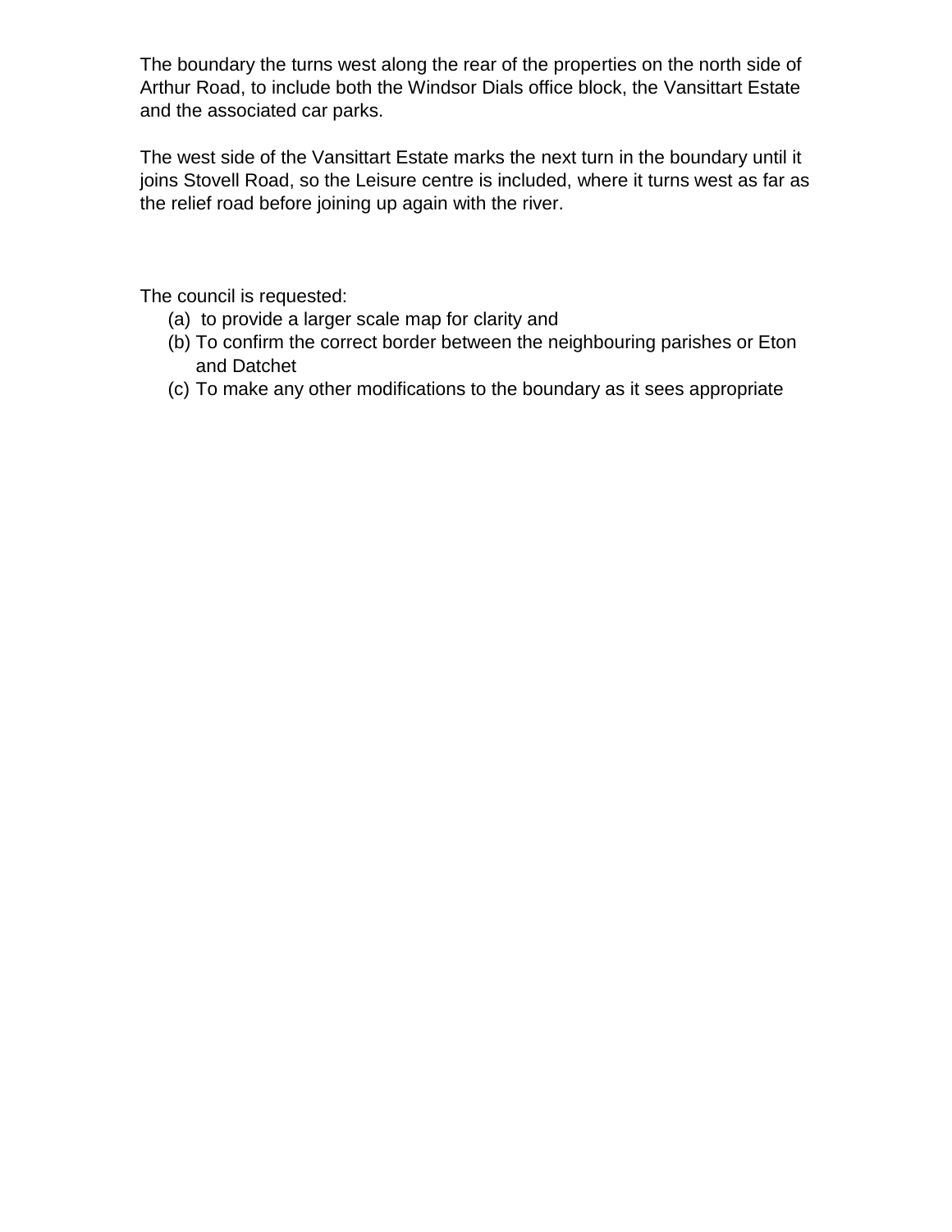The boundary the turns west along the rear of the properties on the north side of Arthur Road, to include both the Windsor Dials office block, the Vansittart Estate and the associated car parks.

The west side of the Vansittart Estate marks the next turn in the boundary until it joins Stovell Road, so the Leisure centre is included, where it turns west as far as the relief road before joining up again with the river.

The council is requested:

(a) to provide a larger scale map for clarity and
(b) To confirm the correct border between the neighbouring parishes or Eton and Datchet
(c) To make any other modifications to the boundary as it sees appropriate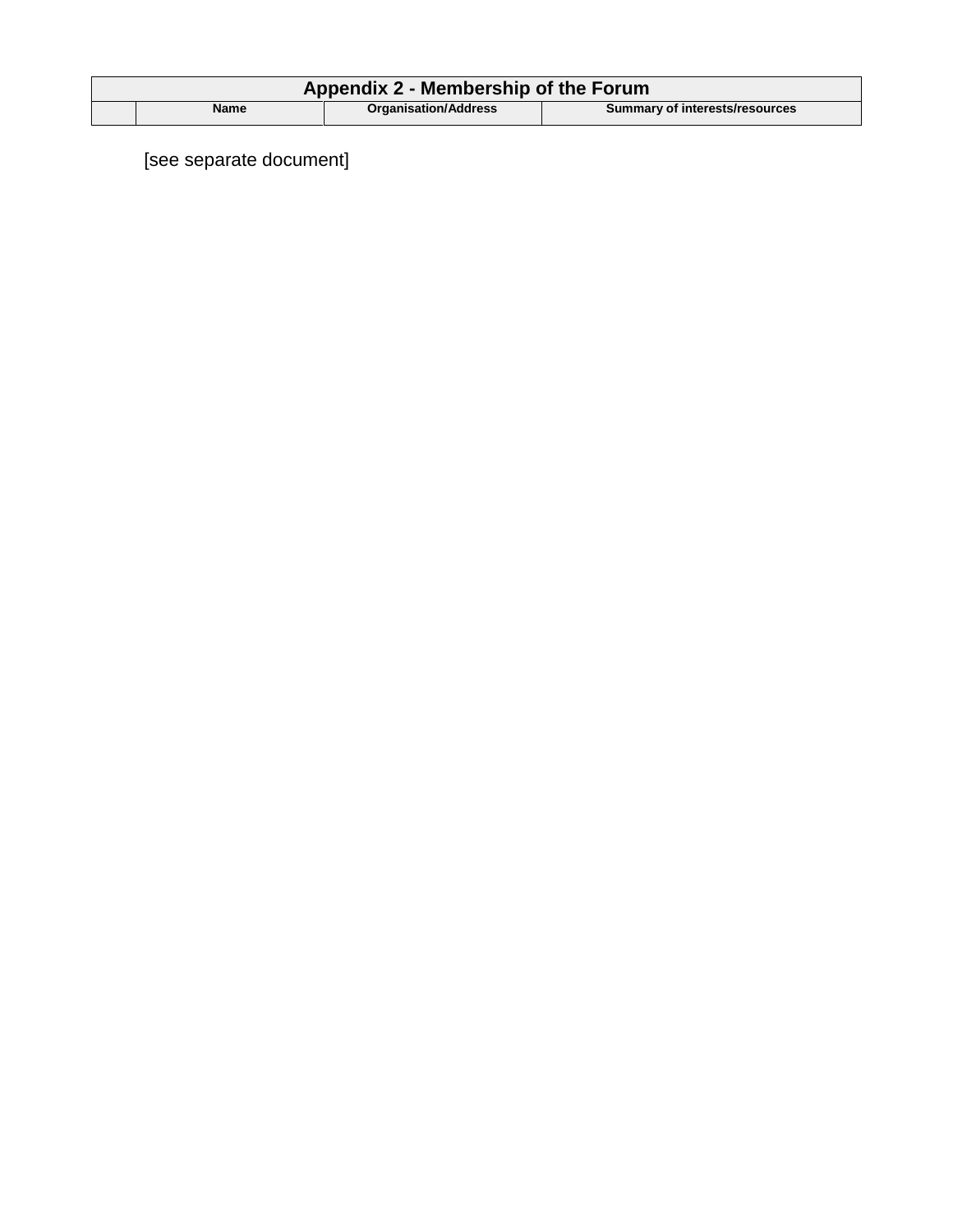| Appendix 2 - Membership of the Forum | | | |
|---|---|---|---|
| | **Name** | **Organisation/Address** | **Summary of interests/resources** |

[see separate document]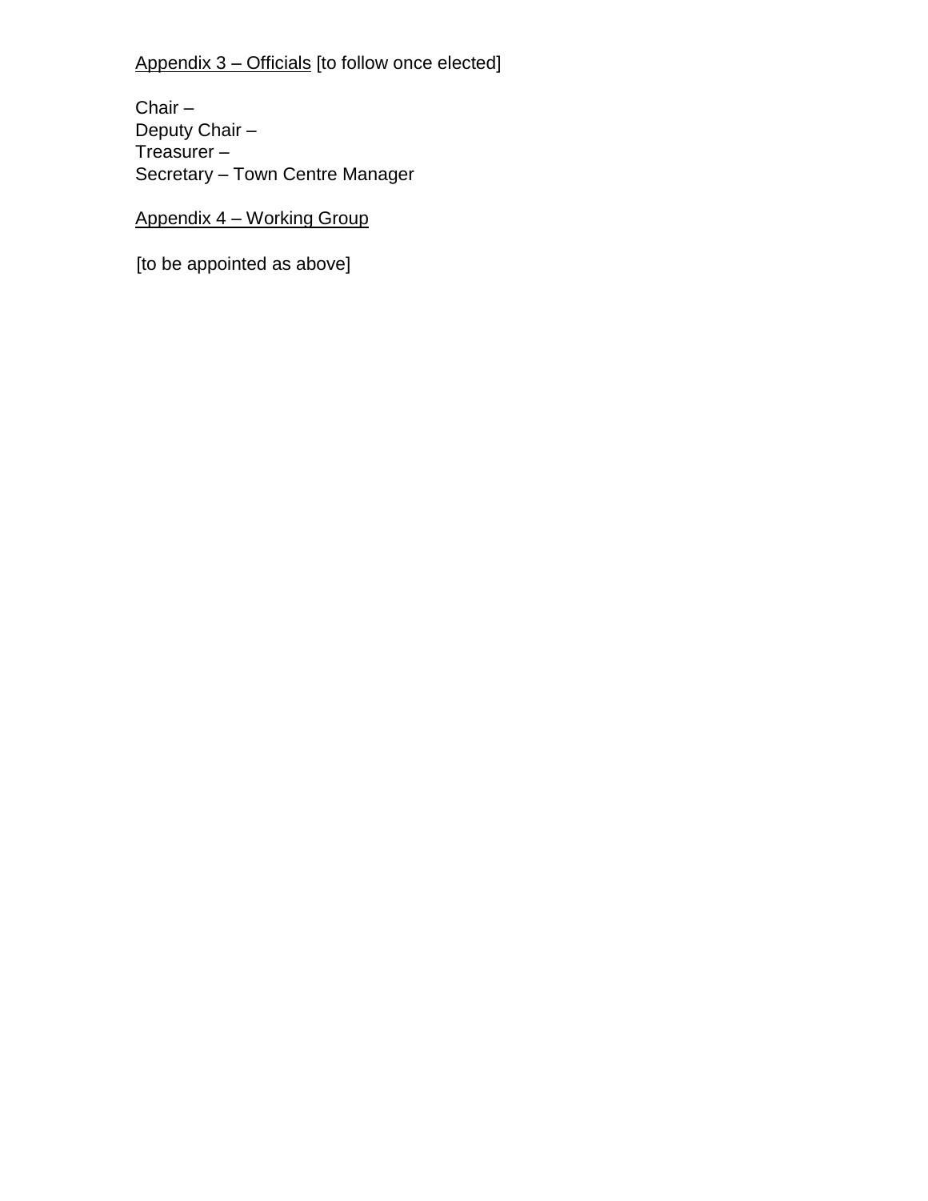Appendix 3 – Officials [to follow once elected]

Chair –
Deputy Chair –
Treasurer –
Secretary – Town Centre Manager

Appendix 4 – Working Group

[to be appointed as above]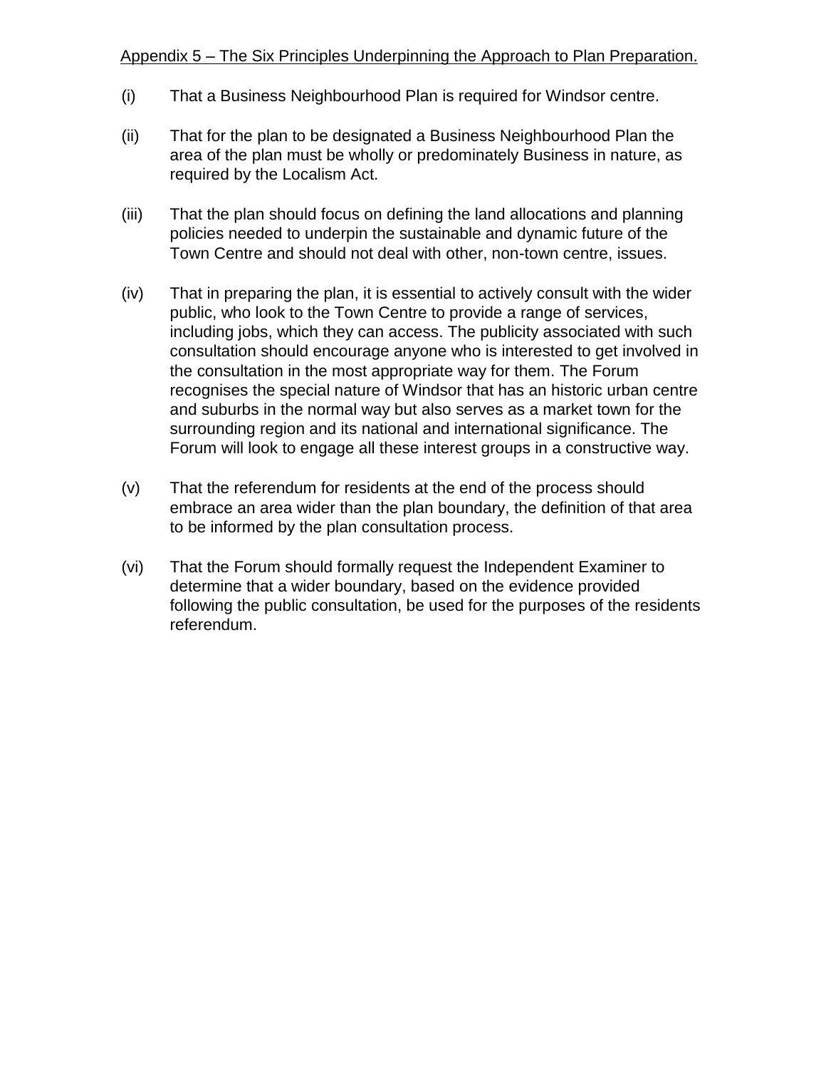Appendix 5 – The Six Principles Underpinning the Approach to Plan Preparation.

(i) That a Business Neighbourhood Plan is required for Windsor centre.

(ii) That for the plan to be designated a Business Neighbourhood Plan the area of the plan must be wholly or predominately Business in nature, as required by the Localism Act.

(iii) That the plan should focus on defining the land allocations and planning policies needed to underpin the sustainable and dynamic future of the Town Centre and should not deal with other, non-town centre, issues.

(iv) That in preparing the plan, it is essential to actively consult with the wider public, who look to the Town Centre to provide a range of services, including jobs, which they can access. The publicity associated with such consultation should encourage anyone who is interested to get involved in the consultation in the most appropriate way for them. The Forum recognises the special nature of Windsor that has an historic urban centre and suburbs in the normal way but also serves as a market town for the surrounding region and its national and international significance. The Forum will look to engage all these interest groups in a constructive way.

(v) That the referendum for residents at the end of the process should embrace an area wider than the plan boundary, the definition of that area to be informed by the plan consultation process.

(vi) That the Forum should formally request the Independent Examiner to determine that a wider boundary, based on the evidence provided following the public consultation, be used for the purposes of the residents referendum.